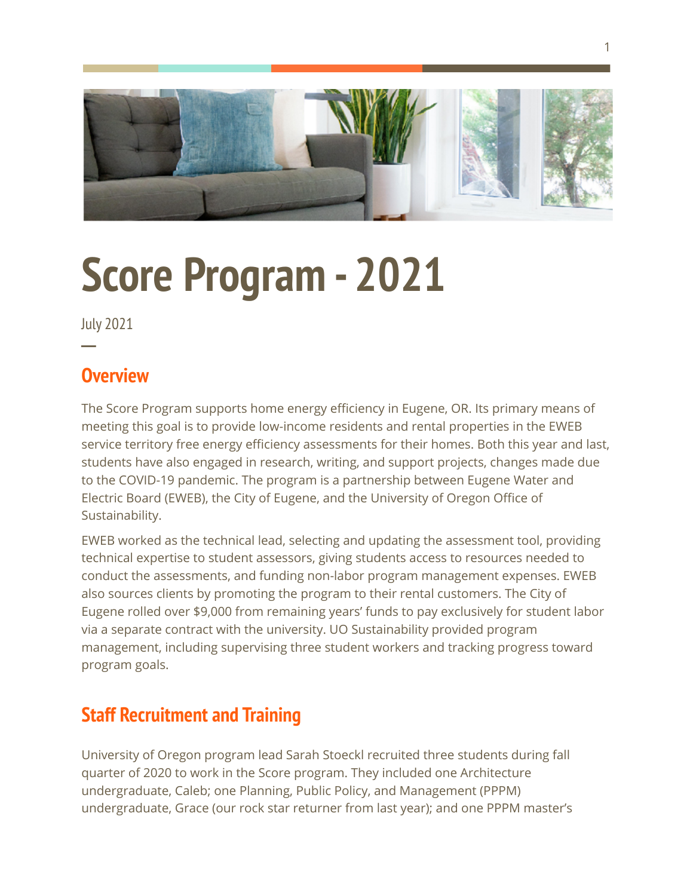# Score Program - 2021

July 2021

## Overview

The Score Program supports home energy efficiency in Eugene, OR. Its primary means of meeting this goal is to provide low-income residents and rental properties in the EWEB service territory free energy efficiency assessments for their homes. Both this year and last, students have also engaged in research, writing, and support projects, changes made due to the COVID-19 pandemic. The program is a partnership between Eugene Water and Electric Board (EWEB), the City of Eugene, and the University of Oregon Office of Sustainability.

EWEB worked as the technical lead, selecting and updating the assessment tool, providing technical expertise to student assessors, giving students access to resources needed to conduct the assessments, and funding non-labor program management expenses. EWEB also sources clients by promoting the program to their rental customers. The City of Eugene rolled over $9,000 from remaining years' funds to pay exclusively for student labor via a separate contract with the university. UO Sustainability provided program management, including supervising three student workers and tracking progress toward program goals.

## Staff Recruitment and Training

University of Oregon program lead Sarah Stoeckl recruited three students during fall quarter of 2020 to work in the Score program. They included one Architecture undergraduate, Caleb; one Planning, Public Policy, and Management (PPPM) undergraduate, Grace (our rock star returner from last year); and one PPPM master's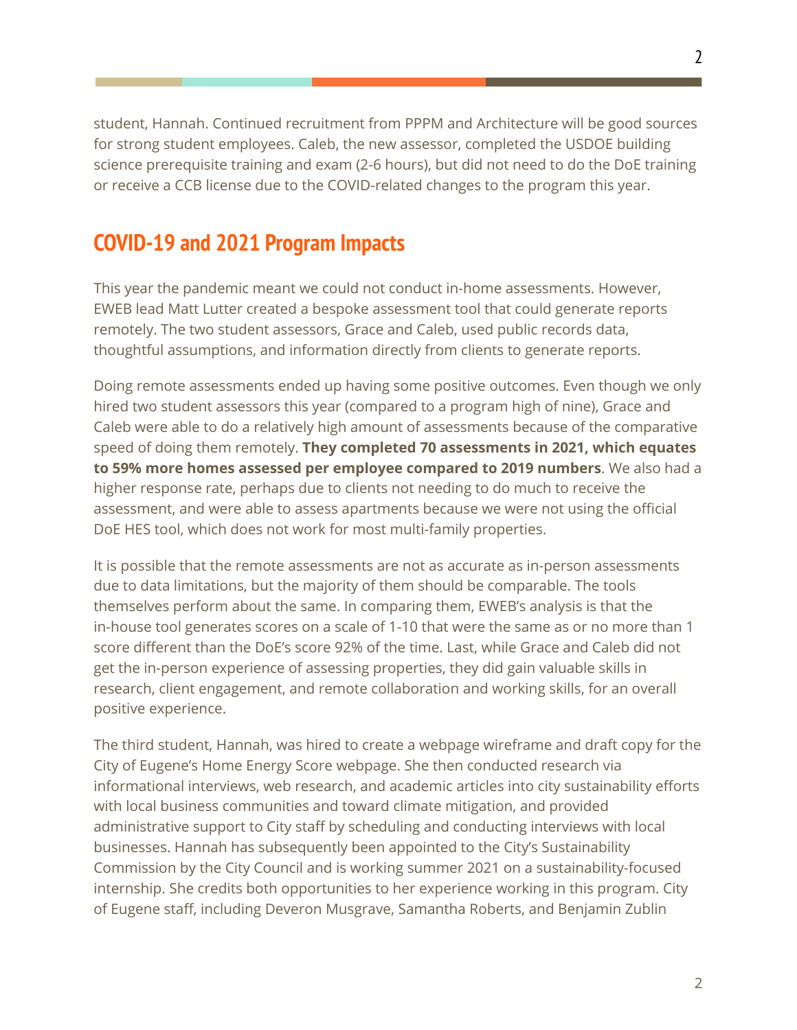student, Hannah. Continued recruitment from PPPM and Architecture will be good sources for strong student employees. Caleb, the new assessor, completed the USDOE building science prerequisite training and exam (2-6 hours), but did not need to do the DoE training or receive a CCB license due to the COVID-related changes to the program this year.

## COVID-19 and 2021 Program Impacts

This year the pandemic meant we could not conduct in-home assessments. However, EWEB lead Matt Lutter created a bespoke assessment tool that could generate reports remotely. The two student assessors, Grace and Caleb, used public records data, thoughtful assumptions, and information directly from clients to generate reports.

Doing remote assessments ended up having some positive outcomes. Even though we only hired two student assessors this year (compared to a program high of nine), Grace and Caleb were able to do a relatively high amount of assessments because of the comparative speed of doing them remotely. **They completed 70 assessments in 2021, which equates to 59% more homes assessed per employee compared to 2019 numbers**. We also had a higher response rate, perhaps due to clients not needing to do much to receive the assessment, and were able to assess apartments because we were not using the official DoE HES tool, which does not work for most multi-family properties.

It is possible that the remote assessments are not as accurate as in-person assessments due to data limitations, but the majority of them should be comparable. The tools themselves perform about the same. In comparing them, EWEB's analysis is that the in-house tool generates scores on a scale of 1-10 that were the same as or no more than 1 score different than the DoE's score 92% of the time. Last, while Grace and Caleb did not get the in-person experience of assessing properties, they did gain valuable skills in research, client engagement, and remote collaboration and working skills, for an overall positive experience.

The third student, Hannah, was hired to create a webpage wireframe and draft copy for the City of Eugene's Home Energy Score webpage. She then conducted research via informational interviews, web research, and academic articles into city sustainability efforts with local business communities and toward climate mitigation, and provided administrative support to City staff by scheduling and conducting interviews with local businesses. Hannah has subsequently been appointed to the City's Sustainability Commission by the City Council and is working summer 2021 on a sustainability-focused internship. She credits both opportunities to her experience working in this program. City of Eugene staff, including Deveron Musgrave, Samantha Roberts, and Benjamin Zublin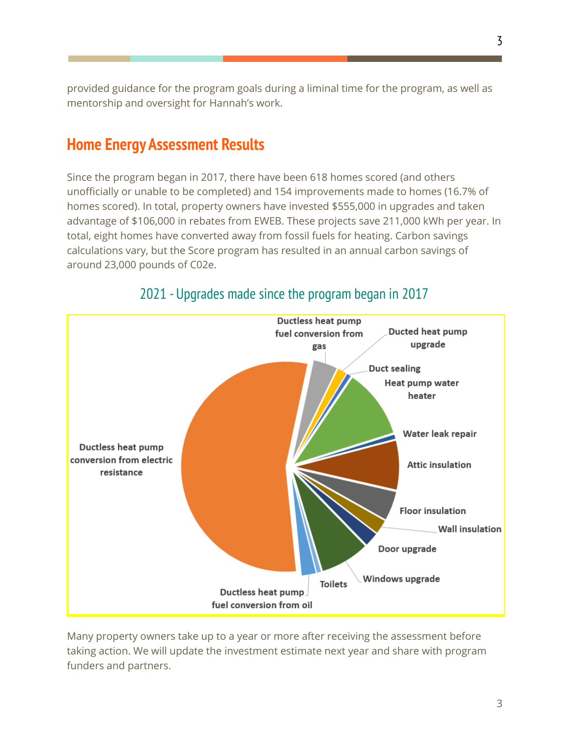provided guidance for the program goals during a liminal time for the program, as well as mentorship and oversight for Hannah's work.

## Home Energy Assessment Results

Since the program began in 2017, there have been 618 homes scored (and others unofficially or unable to be completed) and 154 improvements made to homes (16.7% of homes scored). In total, property owners have invested $555,000 in upgrades and taken advantage of $106,000 in rebates from EWEB. These projects save 211,000 kWh per year. In total, eight homes have converted away from fossil fuels for heating. Carbon savings calculations vary, but the Score program has resulted in an annual carbon savings of around 23,000 pounds of C02e.

### 2021 - Upgrades made since the program began in 2017

Ductless heat pump fuel conversion from gas
Ducted heat pump upgrade
Duct sealing
Heat pump water heater
Water leak repair
Attic insulation
Floor insulation
Wall insulation
Door upgrade
Windows upgrade
Toilets
Ductless heat pump fuel conversion from oil
Ductless heat pump conversion from electric resistance

Many property owners take up to a year or more after receiving the assessment before taking action. We will update the investment estimate next year and share with program funders and partners.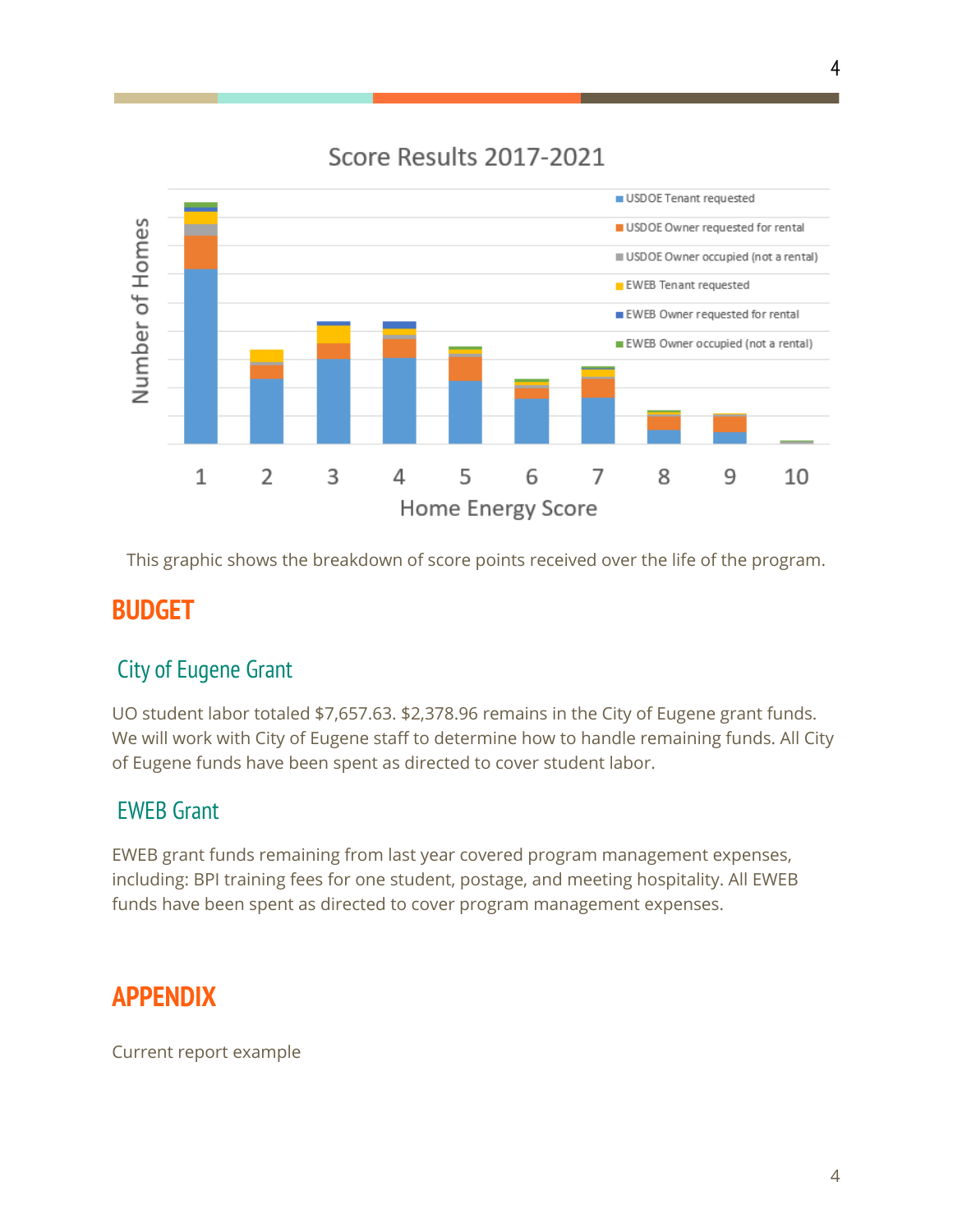This graphic shows the breakdown of score points received over the life of the program.

# BUDGET

## City of Eugene Grant

UO student labor totaled $7,657.63. $2,378.96 remains in the City of Eugene grant funds. We will work with City of Eugene staff to determine how to handle remaining funds. All City of Eugene funds have been spent as directed to cover student labor.

## EWEB Grant

EWEB grant funds remaining from last year covered program management expenses, including: BPI training fees for one student, postage, and meeting hospitality. All EWEB funds have been spent as directed to cover program management expenses.

# APPENDIX

Current report example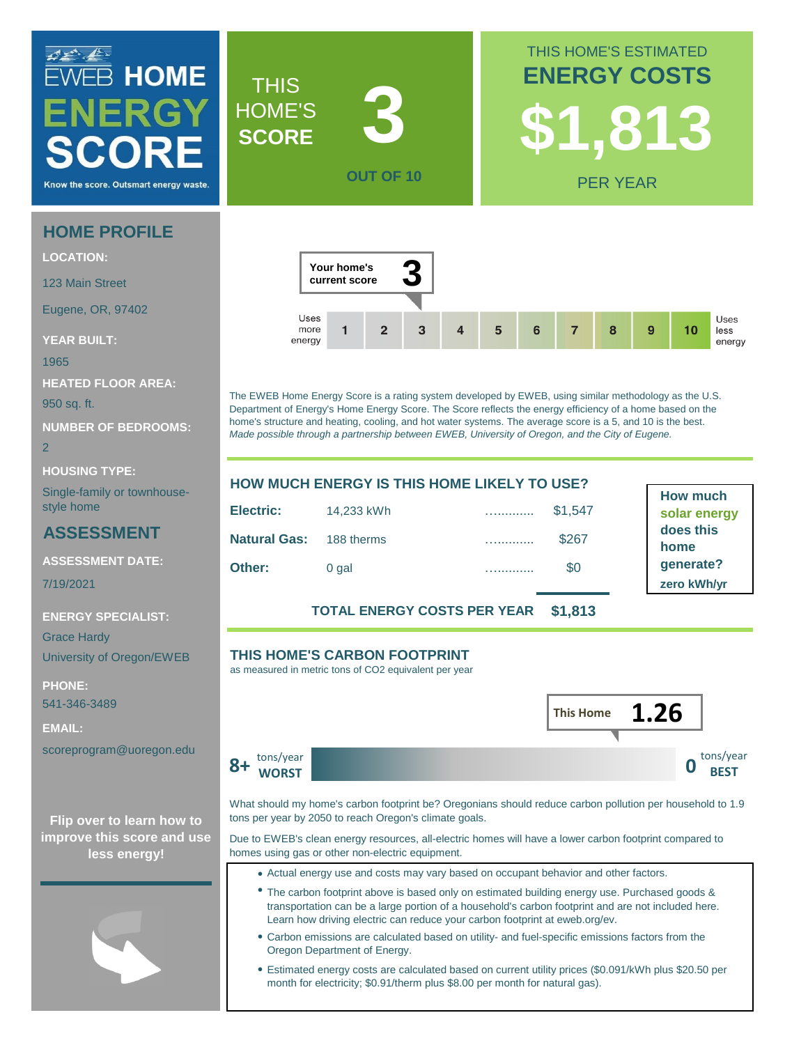# EWEB HOME ENERGY SCORE

Know the score. Outsmart energy waste.

## THIS HOME'S SCORE: 3 OUT OF 10

## THIS HOME'S ESTIMATED ENERGY COSTS: $1,813 PER YEAR

## HOME PROFILE

**LOCATION:**

123 Main Street

Eugene, OR, 97402

**YEAR BUILT:**

1965

**HEATED FLOOR AREA:**

950 sq. ft.

**NUMBER OF BEDROOMS:**

2

**HOUSING TYPE:**

Single-family or townhouse-style home

## ASSESSMENT

**ASSESSMENT DATE:**

7/19/2021

**ENERGY SPECIALIST:**

Grace Hardy

University of Oregon/EWEB

**PHONE:**

541-346-3489

**EMAIL:**

scoreprogram@uoregon.edu

**Flip over to learn how to improve this score and use less energy!**

---

**Your home's current score: 3**

| Uses more energy | 1 | 2 | 3 | 4 | 5 | 6 | 7 | 8 | 9 | 10 | Uses less energy |
|---|---|---|---|---|---|---|---|---|---|---|---|

The EWEB Home Energy Score is a rating system developed by EWEB, using similar methodology as the U.S. Department of Energy's Home Energy Score. The Score reflects the energy efficiency of a home based on the home's structure and heating, cooling, and hot water systems. The average score is a 5, and 10 is the best. *Made possible through a partnership between EWEB, University of Oregon, and the City of Eugene.*

## HOW MUCH ENERGY IS THIS HOME LIKELY TO USE?

| | | |
|---|---|---|
| **Electric:** | 14,233 kWh | $1,547 |
| **Natural Gas:** | 188 therms | $267 |
| **Other:** | 0 gal | $0 |
| **TOTAL ENERGY COSTS PER YEAR** | | **$1,813** |

**How much solar energy does this home generate?** zero kWh/yr

## THIS HOME'S CARBON FOOTPRINT

as measured in metric tons of CO2 equivalent per year

**This Home 1.26**

8+ tons/year WORST — 0 tons/year BEST

What should my home's carbon footprint be? Oregonians should reduce carbon pollution per household to 1.9 tons per year by 2050 to reach Oregon's climate goals.

Due to EWEB's clean energy resources, all-electric homes will have a lower carbon footprint compared to homes using gas or other non-electric equipment.

- Actual energy use and costs may vary based on occupant behavior and other factors.
- The carbon footprint above is based only on estimated building energy use. Purchased goods & transportation can be a large portion of a household's carbon footprint and are not included here. Learn how driving electric can reduce your carbon footprint at eweb.org/ev.
- Carbon emissions are calculated based on utility- and fuel-specific emissions factors from the Oregon Department of Energy.
- Estimated energy costs are calculated based on current utility prices ($0.091/kWh plus $20.50 per month for electricity; $0.91/therm plus $8.00 per month for natural gas).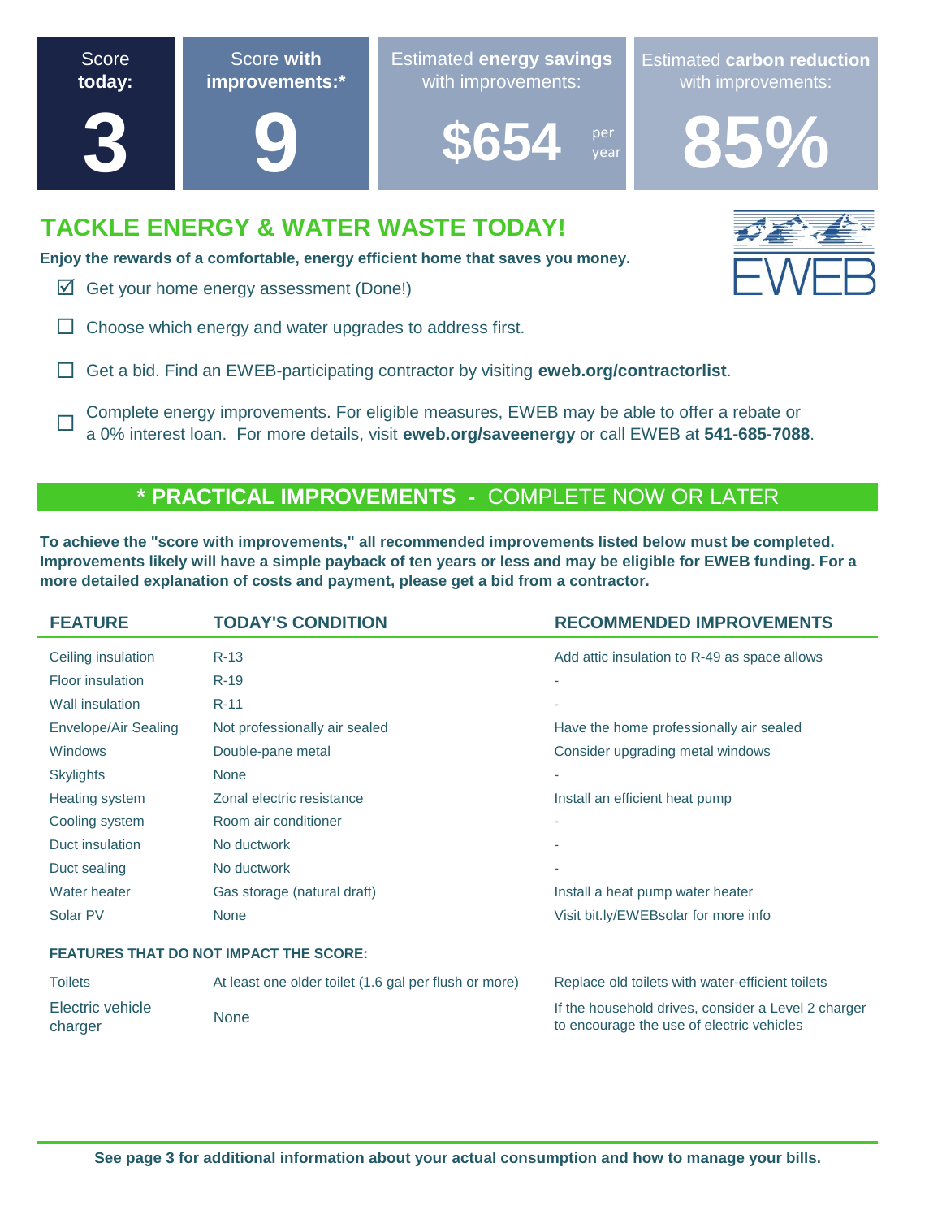| Score today: | Score with improvements:* | Estimated energy savings with improvements: | Estimated carbon reduction with improvements: |
|---|---|---|---|
| **3** | **9** | **$654** per year | **85%** |

## TACKLE ENERGY & WATER WASTE TODAY!

EWEB

**Enjoy the rewards of a comfortable, energy efficient home that saves you money.**

- ☑ Get your home energy assessment (Done!)
- ☐ Choose which energy and water upgrades to address first.
- ☐ Get a bid. Find an EWEB-participating contractor by visiting **eweb.org/contractorlist**.
- ☐ Complete energy improvements. For eligible measures, EWEB may be able to offer a rebate or a 0% interest loan. For more details, visit **eweb.org/saveenergy** or call EWEB at **541-685-7088**.

## * PRACTICAL IMPROVEMENTS - COMPLETE NOW OR LATER

**To achieve the "score with improvements," all recommended improvements listed below must be completed. Improvements likely will have a simple payback of ten years or less and may be eligible for EWEB funding. For a more detailed explanation of costs and payment, please get a bid from a contractor.**

| FEATURE | TODAY'S CONDITION | RECOMMENDED IMPROVEMENTS |
|---|---|---|
| Ceiling insulation | R-13 | Add attic insulation to R-49 as space allows |
| Floor insulation | R-19 | - |
| Wall insulation | R-11 | - |
| Envelope/Air Sealing | Not professionally air sealed | Have the home professionally air sealed |
| Windows | Double-pane metal | Consider upgrading metal windows |
| Skylights | None | - |
| Heating system | Zonal electric resistance | Install an efficient heat pump |
| Cooling system | Room air conditioner | - |
| Duct insulation | No ductwork | - |
| Duct sealing | No ductwork | - |
| Water heater | Gas storage (natural draft) | Install a heat pump water heater |
| Solar PV | None | Visit bit.ly/EWEBsolar for more info |
| **FEATURES THAT DO NOT IMPACT THE SCORE:** | | |
| Toilets | At least one older toilet (1.6 gal per flush or more) | Replace old toilets with water-efficient toilets |
| Electric vehicle charger | None | If the household drives, consider a Level 2 charger to encourage the use of electric vehicles |

**See page 3 for additional information about your actual consumption and how to manage your bills.**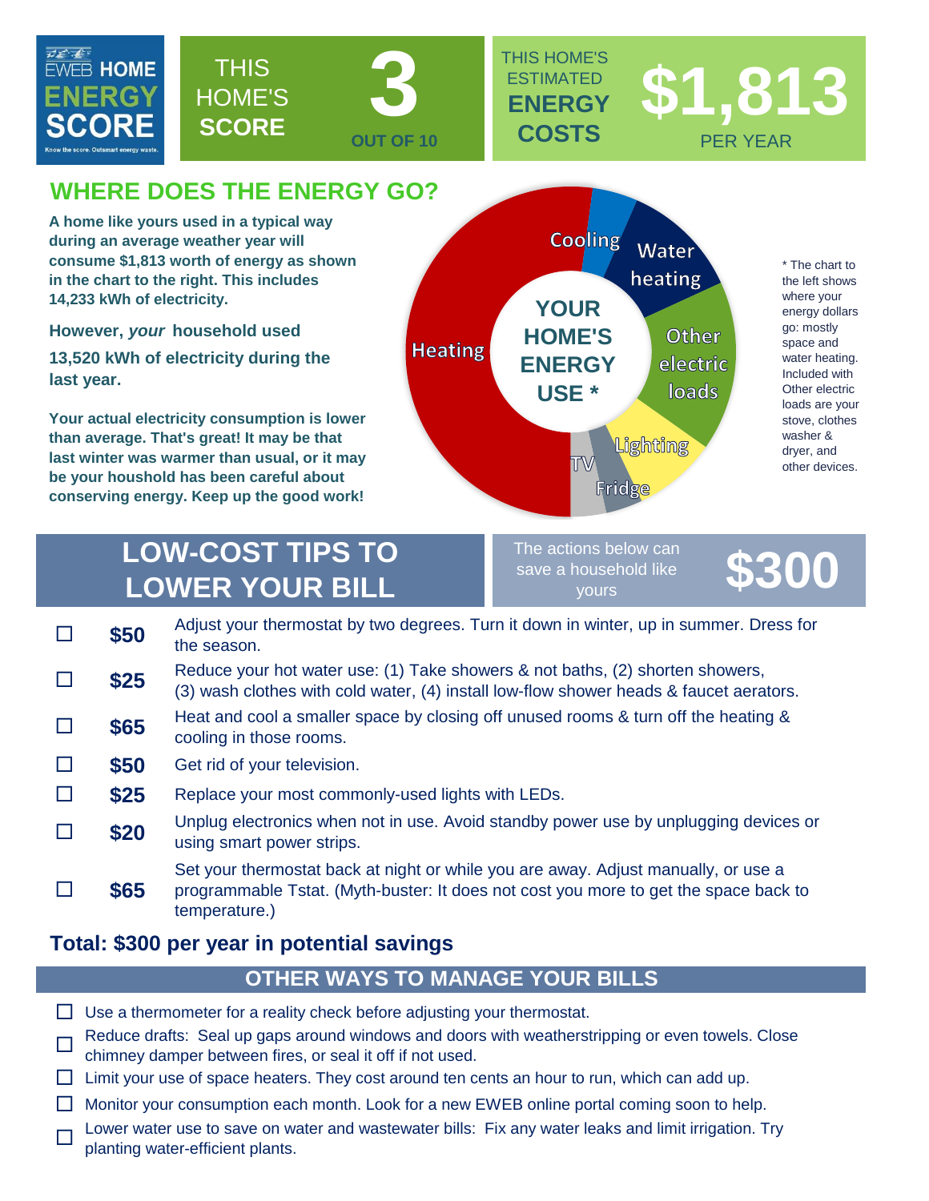EWEB **HOME ENERGY SCORE**

Know the score. Outsmart energy waste.

THIS HOME'S **SCORE** **3** OUT OF 10

THIS HOME'S ESTIMATED **ENERGY COSTS** **$1,813** PER YEAR

## WHERE DOES THE ENERGY GO?

**A home like yours used in a typical way during an average weather year will consume $1,813 worth of energy as shown in the chart to the right. This includes 14,233 kWh of electricity.**

**However, *your* household used 13,520 kWh of electricity during the last year.**

**Your actual electricity consumption is lower than average. That's great! It may be that last winter was warmer than usual, or it may be your houshold has been careful about conserving energy. Keep up the good work!**

YOUR HOME'S ENERGY USE *

Cooling

Water heating

Other electric loads

Lighting

Fridge

TV

Heating

* The chart to the left shows where your energy dollars go: mostly space and water heating. Included with Other electric loads are your stove, clothes washer & dryer, and other devices.

## LOW-COST TIPS TO LOWER YOUR BILL

The actions below can save a household like yours **$300**

- ☐ **$50** Adjust your thermostat by two degrees. Turn it down in winter, up in summer. Dress for the season.
- ☐ **$25** Reduce your hot water use: (1) Take showers & not baths, (2) shorten showers, (3) wash clothes with cold water, (4) install low-flow shower heads & faucet aerators.
- ☐ **$65** Heat and cool a smaller space by closing off unused rooms & turn off the heating & cooling in those rooms.
- ☐ **$50** Get rid of your television.
- ☐ **$25** Replace your most commonly-used lights with LEDs.
- ☐ **$20** Unplug electronics when not in use. Avoid standby power use by unplugging devices or using smart power strips.
- ☐ **$65** Set your thermostat back at night or while you are away. Adjust manually, or use a programmable Tstat. (Myth-buster: It does not cost you more to get the space back to temperature.)

**Total: $300 per year in potential savings**

## OTHER WAYS TO MANAGE YOUR BILLS

- ☐ Use a thermometer for a reality check before adjusting your thermostat.
- ☐ Reduce drafts: Seal up gaps around windows and doors with weatherstripping or even towels. Close chimney damper between fires, or seal it off if not used.
- ☐ Limit your use of space heaters. They cost around ten cents an hour to run, which can add up.
- ☐ Monitor your consumption each month. Look for a new EWEB online portal coming soon to help.
- ☐ Lower water use to save on water and wastewater bills: Fix any water leaks and limit irrigation. Try planting water-efficient plants.